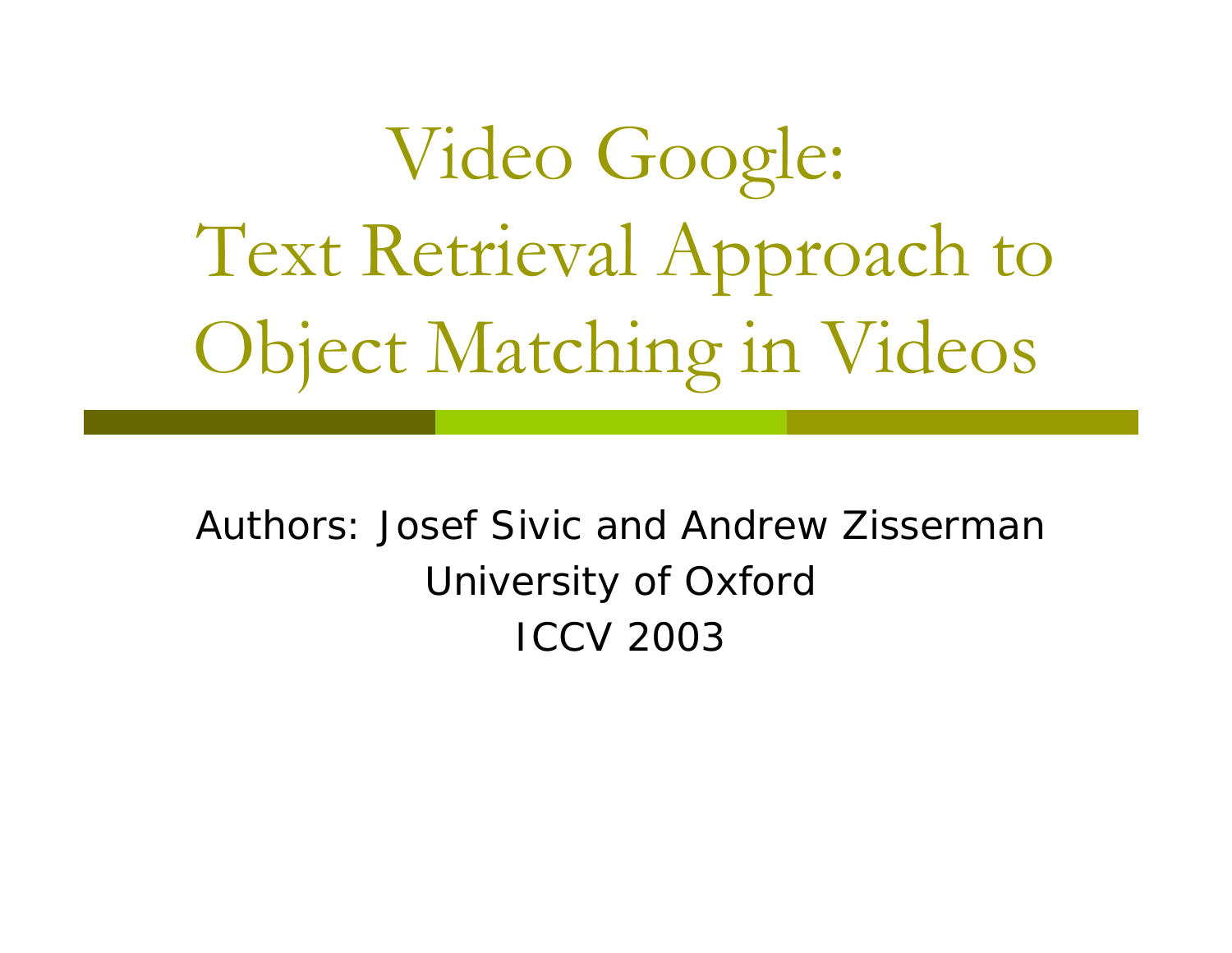# Video Google: Text Retrieval Approach to Object Matching in Videos

Authors: Josef Sivic and Andrew Zisserman

University of Oxford

ICCV 2003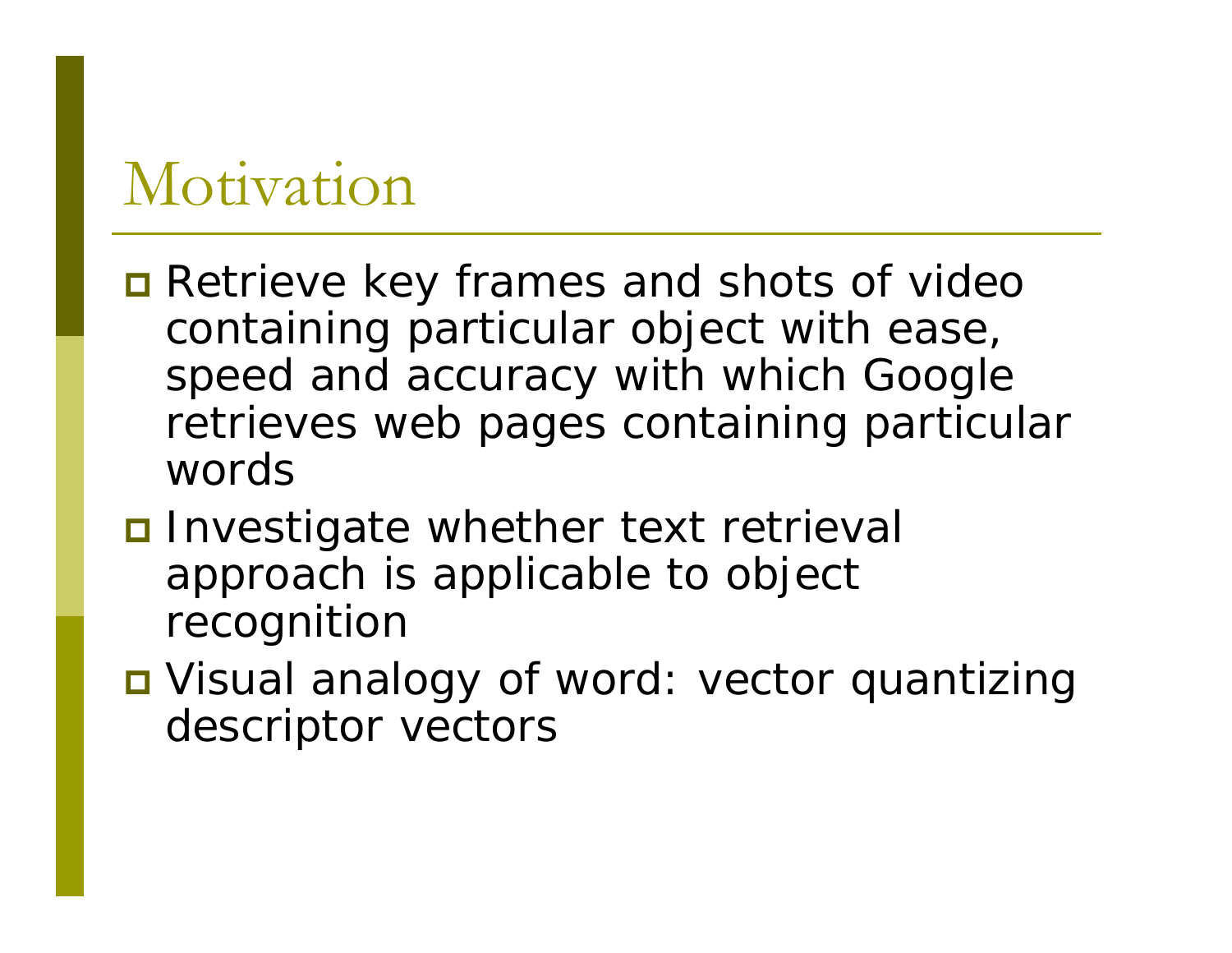# Motivation

- Retrieve key frames and shots of video containing particular object with ease, speed and accuracy with which Google retrieves web pages containing particular words
- Investigate whether text retrieval approach is applicable to object recognition
- Visual analogy of word: vector quantizing descriptor vectors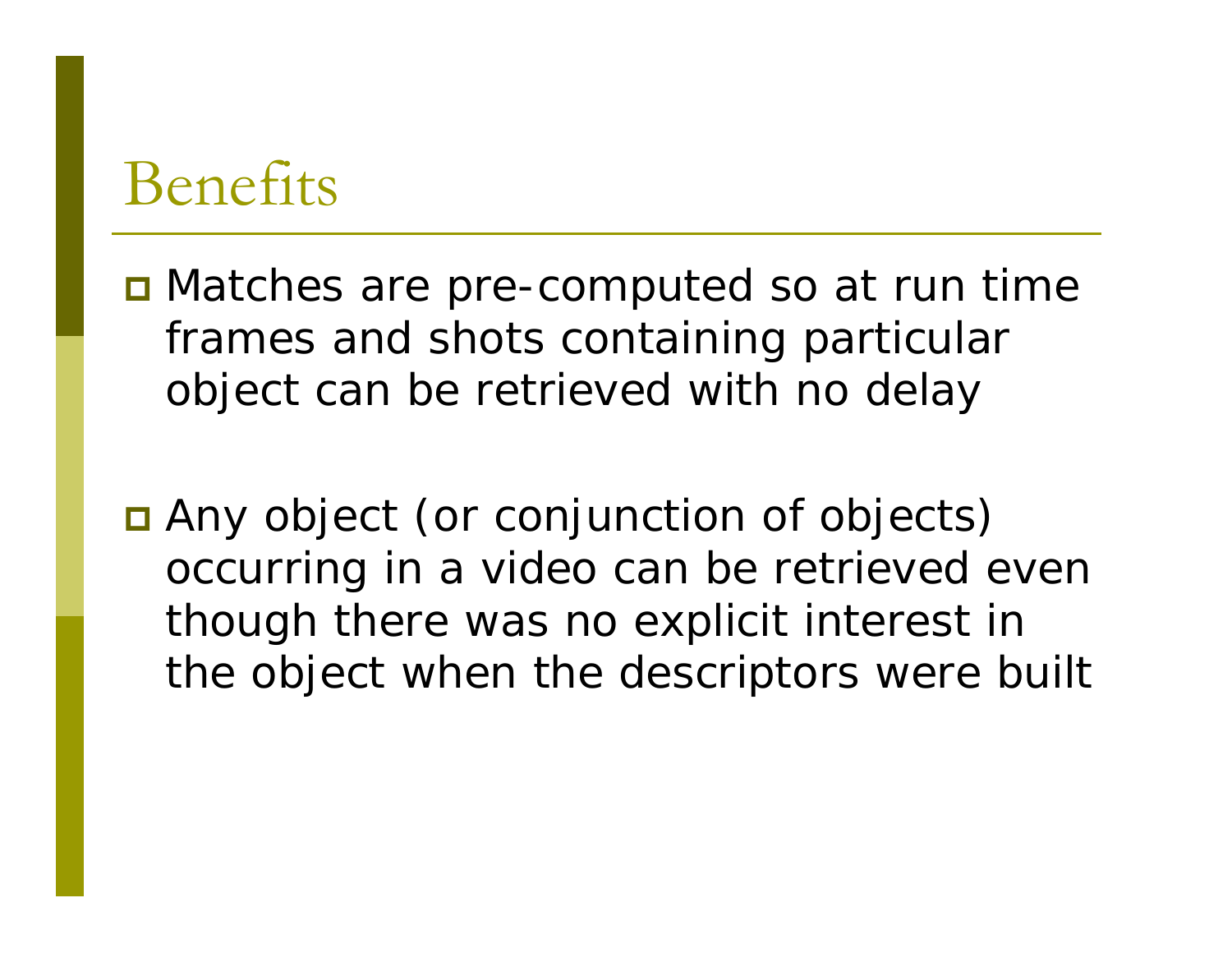# Benefits

- Matches are pre-computed so at run time frames and shots containing particular object can be retrieved with no delay

- Any object (or conjunction of objects) occurring in a video can be retrieved even though there was no explicit interest in the object when the descriptors were built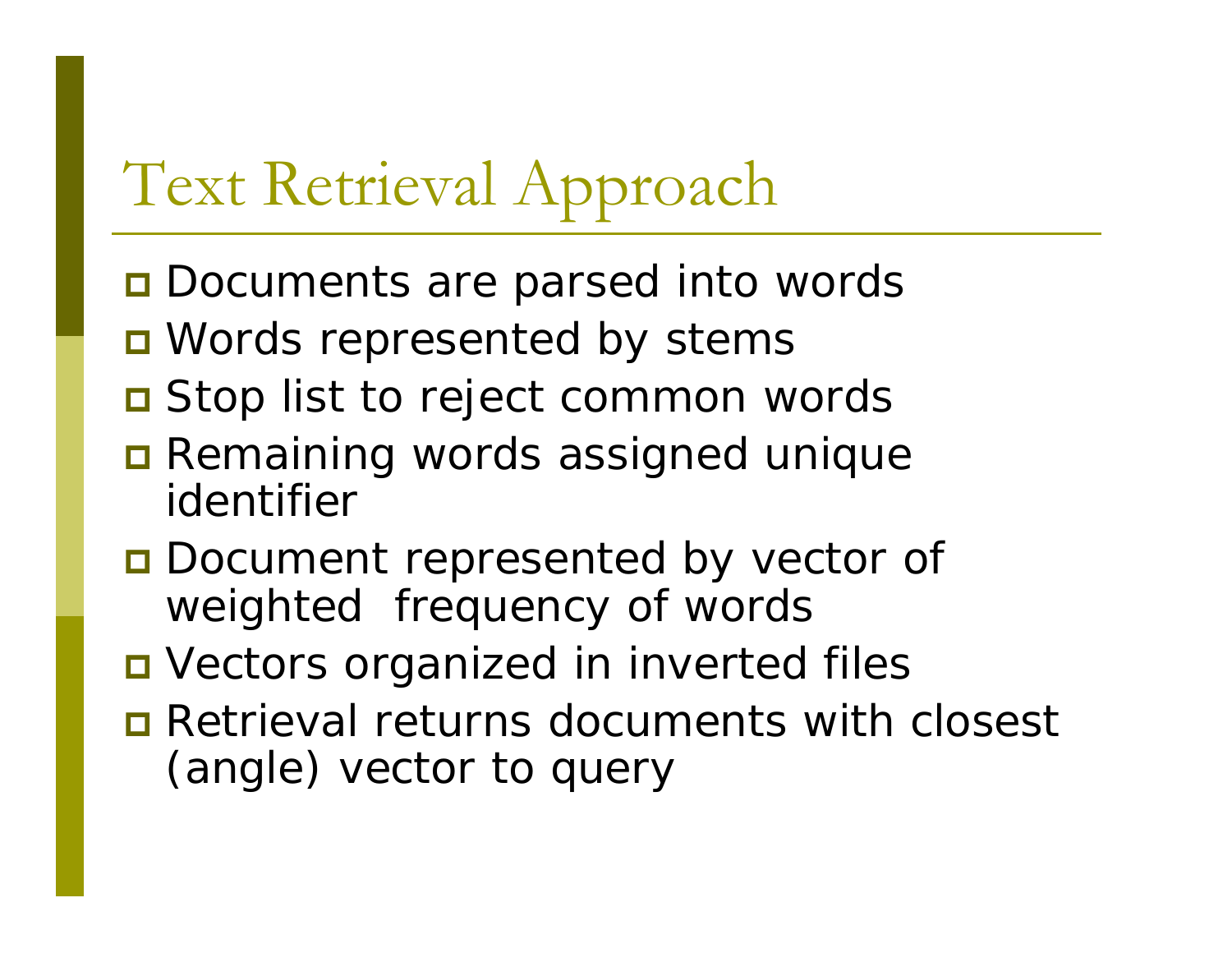# Text Retrieval Approach

- Documents are parsed into words
- Words represented by stems
- Stop list to reject common words
- Remaining words assigned unique identifier
- Document represented by vector of weighted frequency of words
- Vectors organized in inverted files
- Retrieval returns documents with closest (angle) vector to query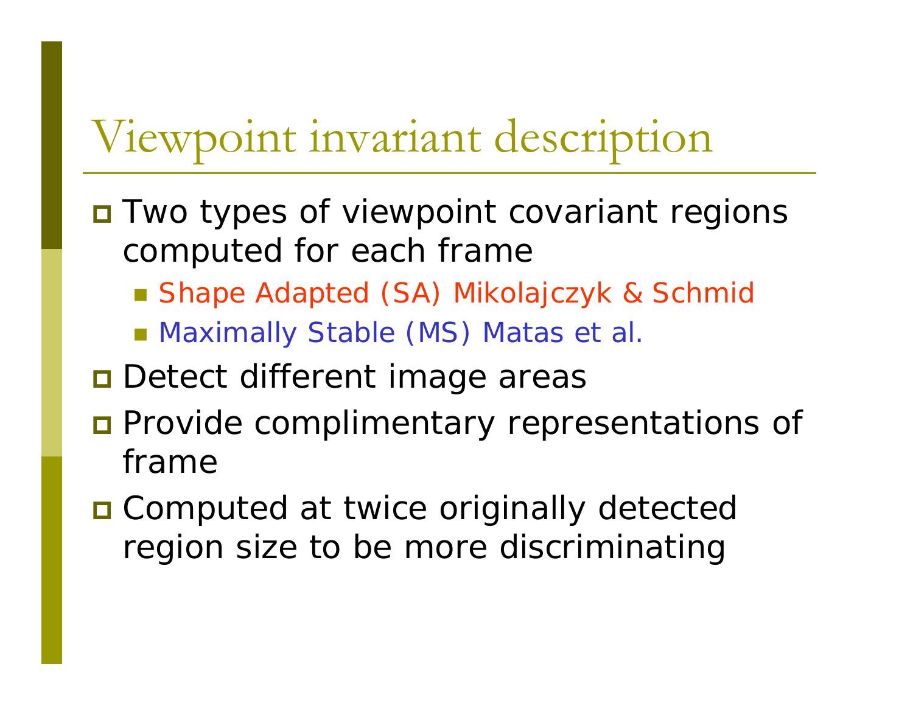# Viewpoint invariant description

- Two types of viewpoint covariant regions computed for each frame
  - Shape Adapted (SA) Mikolajczyk & Schmid
  - Maximally Stable (MS) Matas et al.
- Detect different image areas
- Provide complimentary representations of frame
- Computed at twice originally detected region size to be more discriminating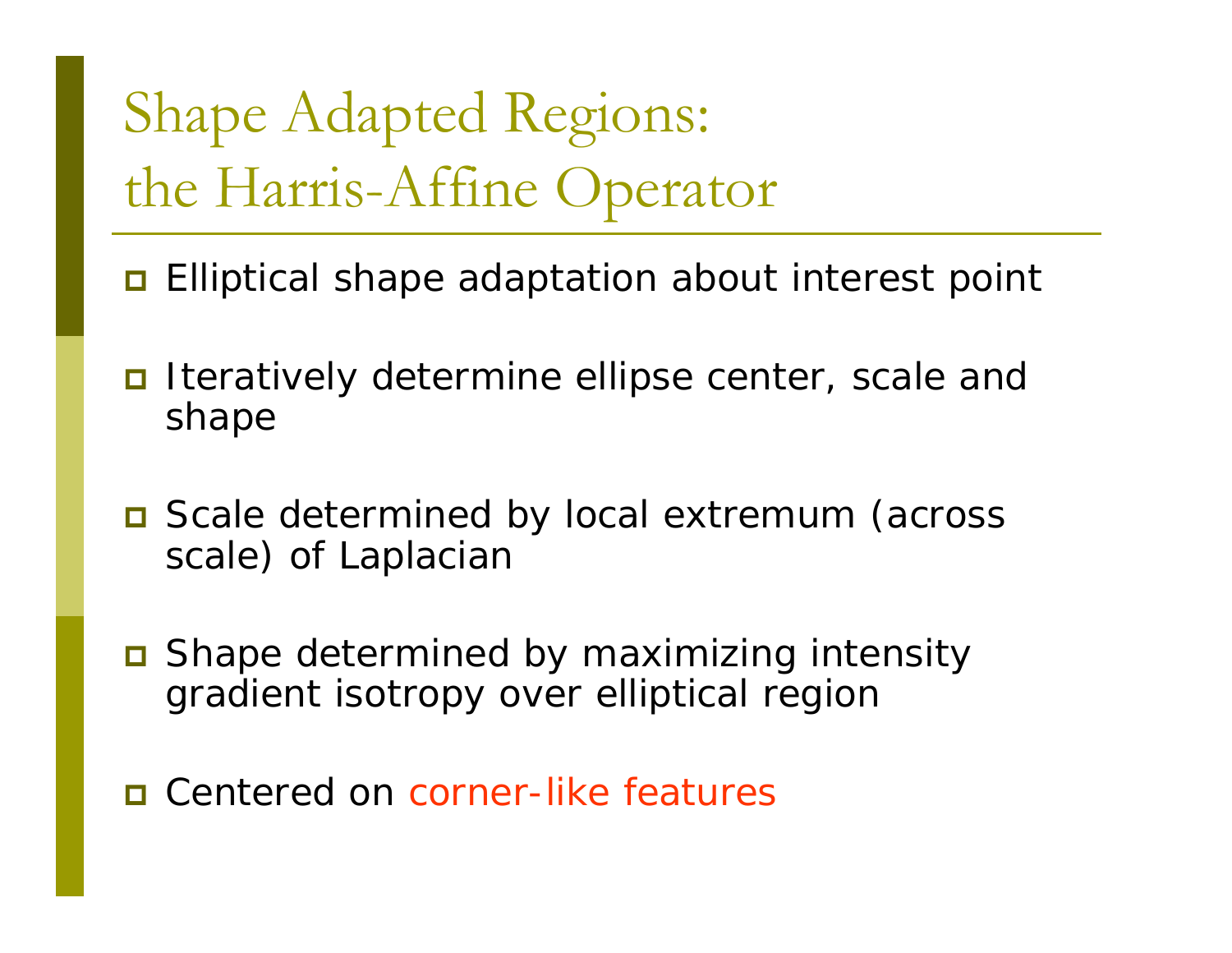# Shape Adapted Regions: the Harris-Affine Operator

- Elliptical shape adaptation about interest point
- Iteratively determine ellipse center, scale and shape
- Scale determined by local extremum (across scale) of Laplacian
- Shape determined by maximizing intensity gradient isotropy over elliptical region
- Centered on corner-like features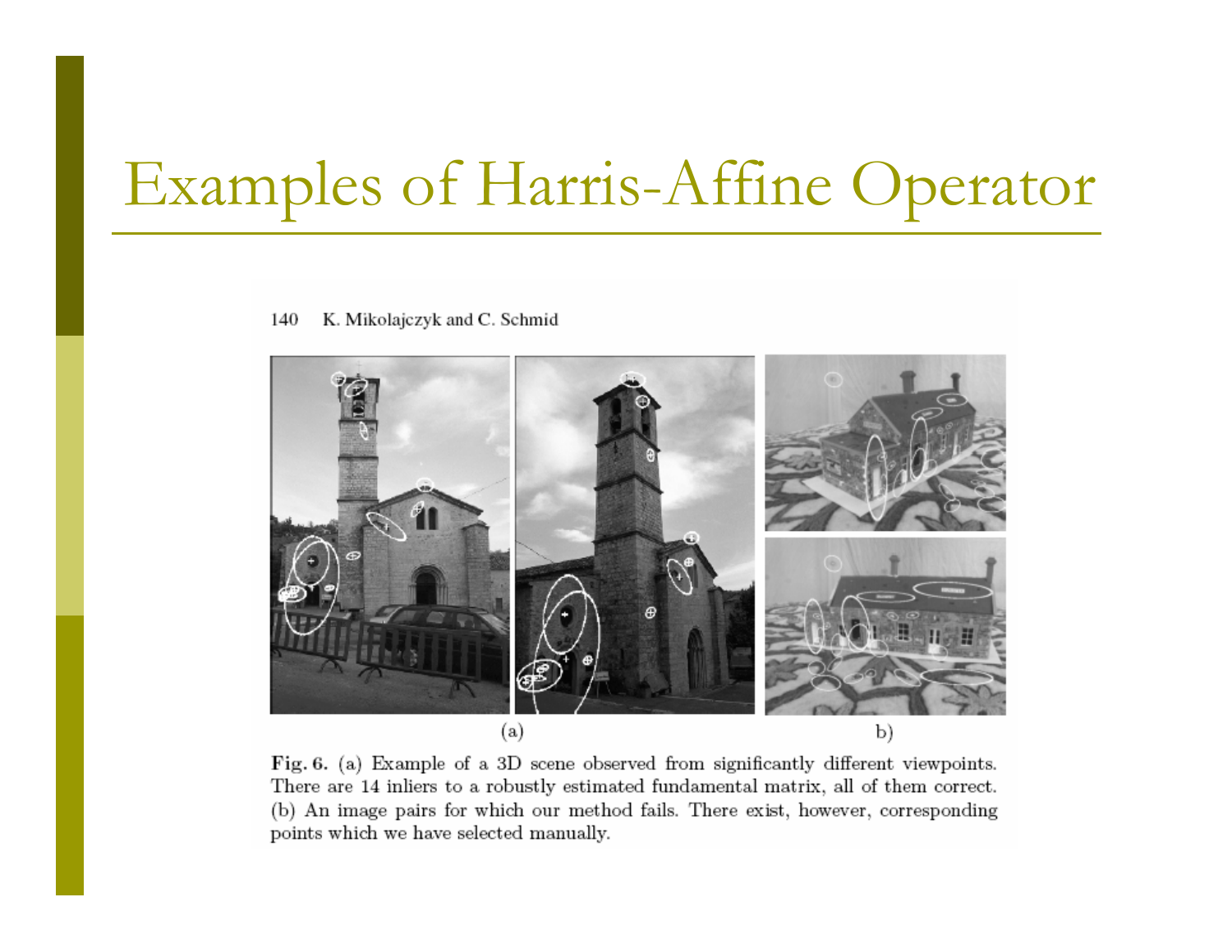# Examples of Harris-Affine Operator

140 K. Mikolajczyk and C. Schmid

(a) b)

**Fig. 6.** (a) Example of a 3D scene observed from significantly different viewpoints. There are 14 inliers to a robustly estimated fundamental matrix, all of them correct. (b) An image pairs for which our method fails. There exist, however, corresponding points which we have selected manually.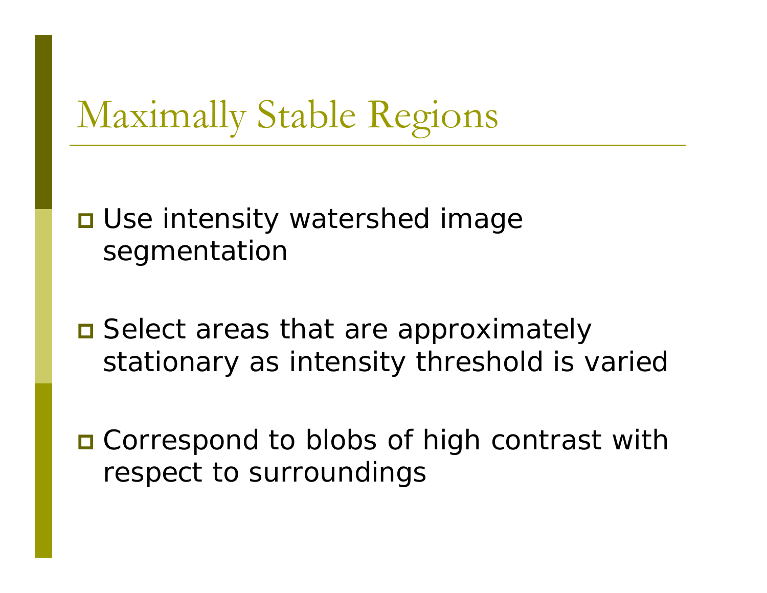# Maximally Stable Regions

- Use intensity watershed image segmentation
- Select areas that are approximately stationary as intensity threshold is varied
- Correspond to blobs of high contrast with respect to surroundings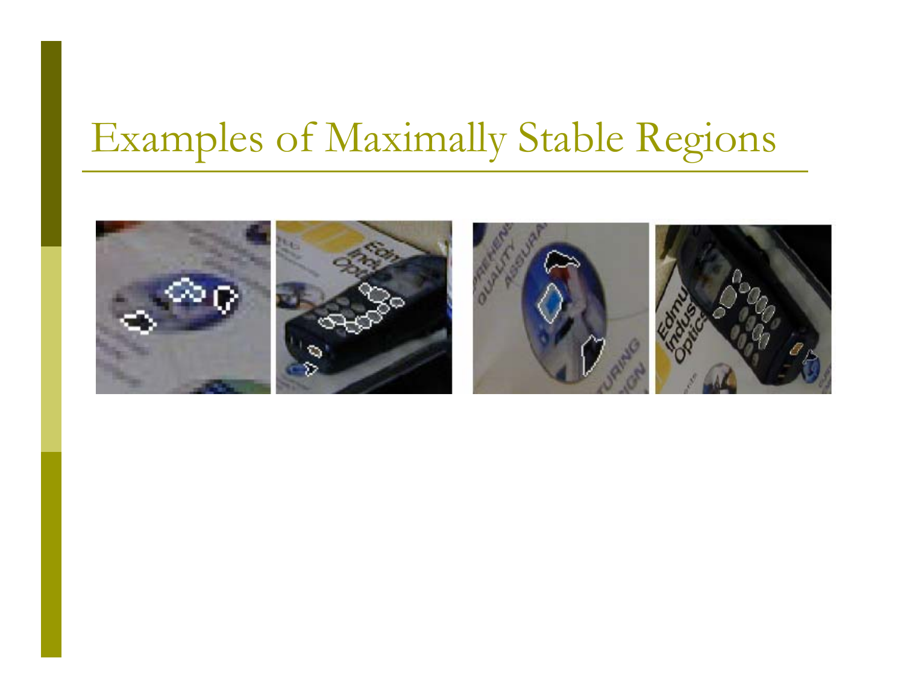# Examples of Maximally Stable Regions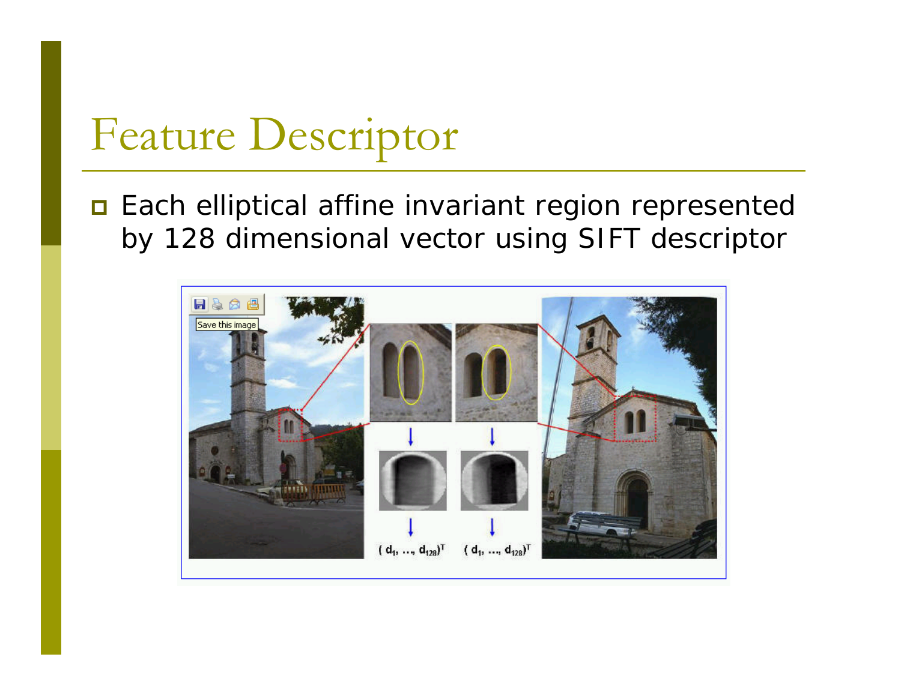# Feature Descriptor

- Each elliptical affine invariant region represented by 128 dimensional vector using SIFT descriptor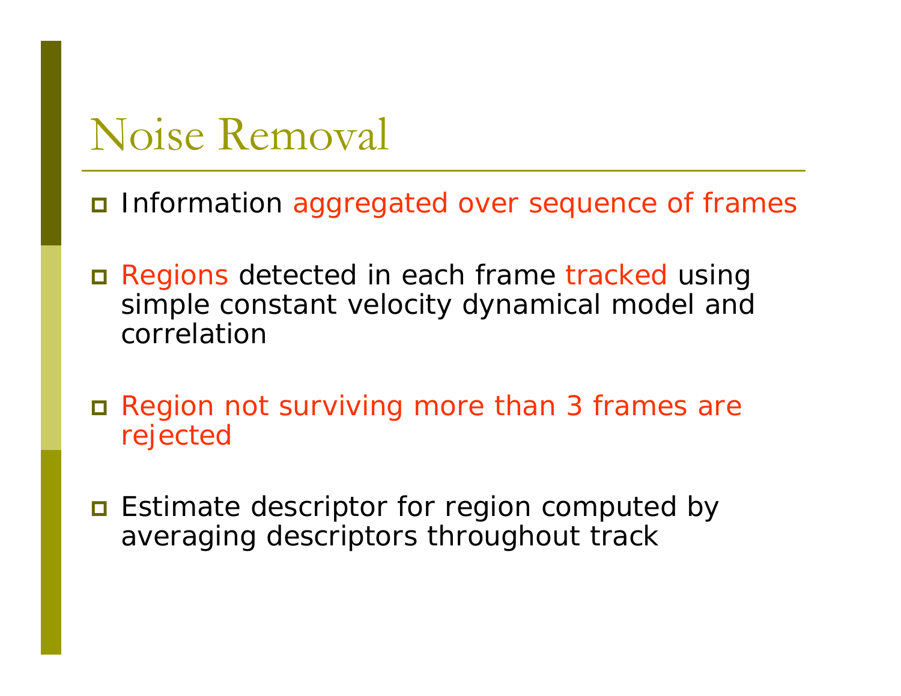# Noise Removal

- Information aggregated over sequence of frames
- Regions detected in each frame tracked using simple constant velocity dynamical model and correlation
- Region not surviving more than 3 frames are rejected
- Estimate descriptor for region computed by averaging descriptors throughout track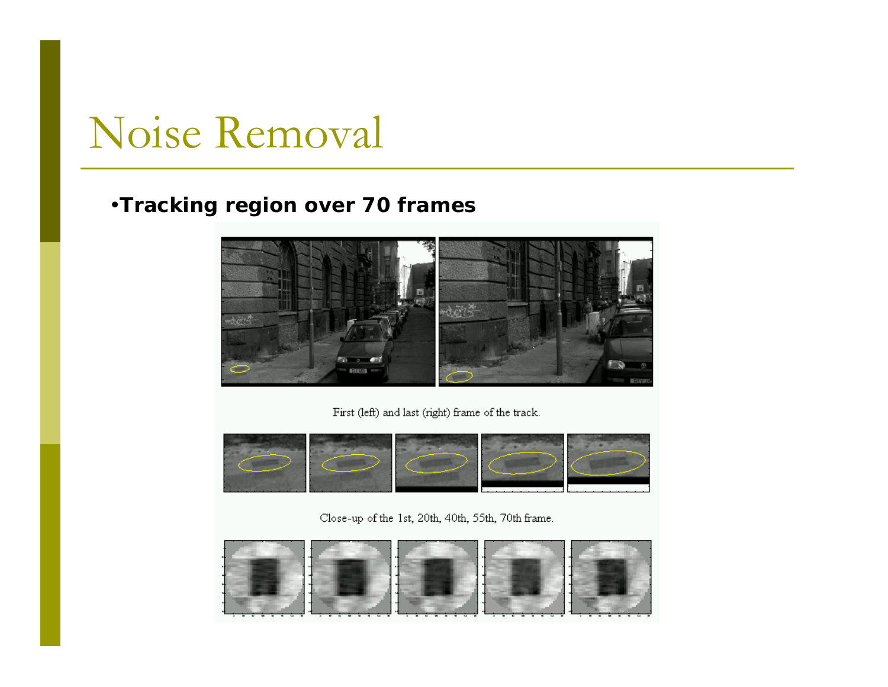# Noise Removal

- **Tracking region over 70 frames**

First (left) and last (right) frame of the track.

Close-up of the 1st, 20th, 40th, 55th, 70th frame.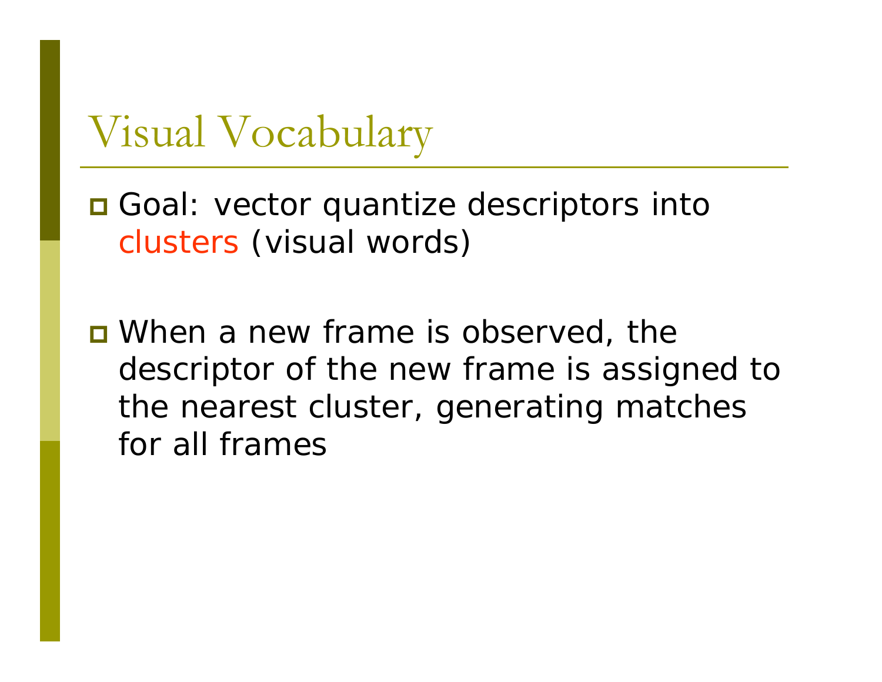# Visual Vocabulary

- Goal: vector quantize descriptors into clusters (visual words)

- When a new frame is observed, the descriptor of the new frame is assigned to the nearest cluster, generating matches for all frames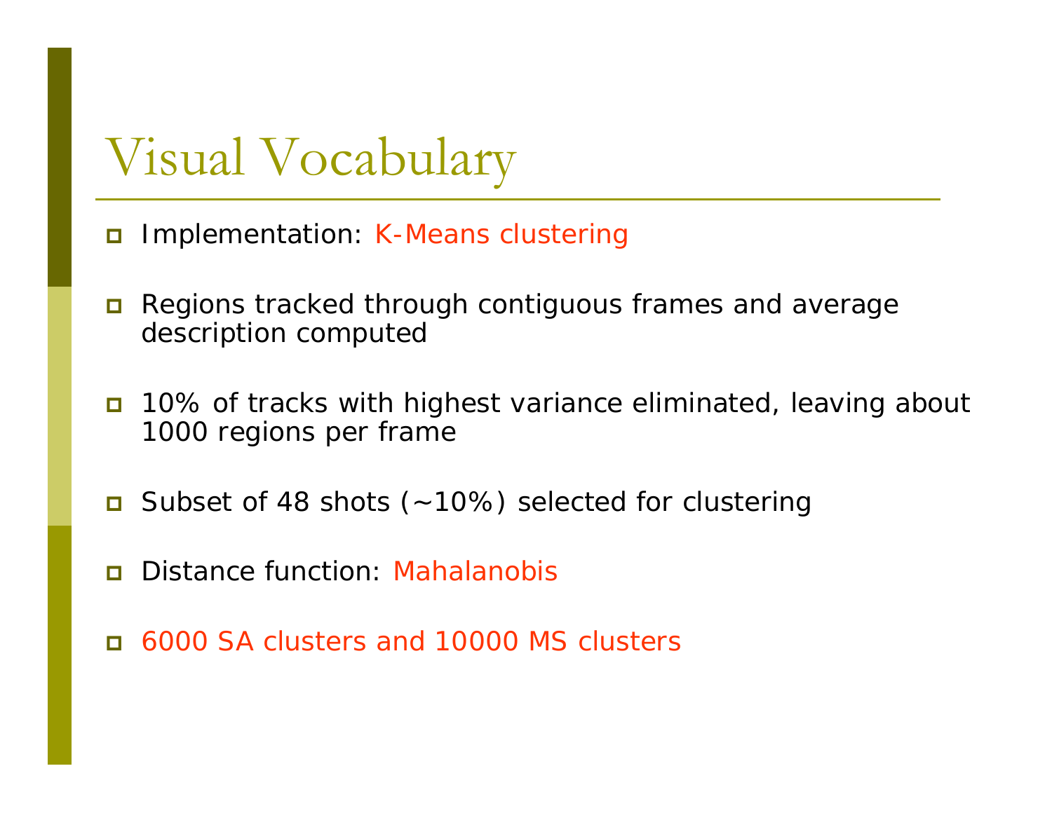# Visual Vocabulary

- Implementation: K-Means clustering
- Regions tracked through contiguous frames and average description computed
- 10% of tracks with highest variance eliminated, leaving about 1000 regions per frame
- Subset of 48 shots (~10%) selected for clustering
- Distance function: Mahalanobis
- 6000 SA clusters and 10000 MS clusters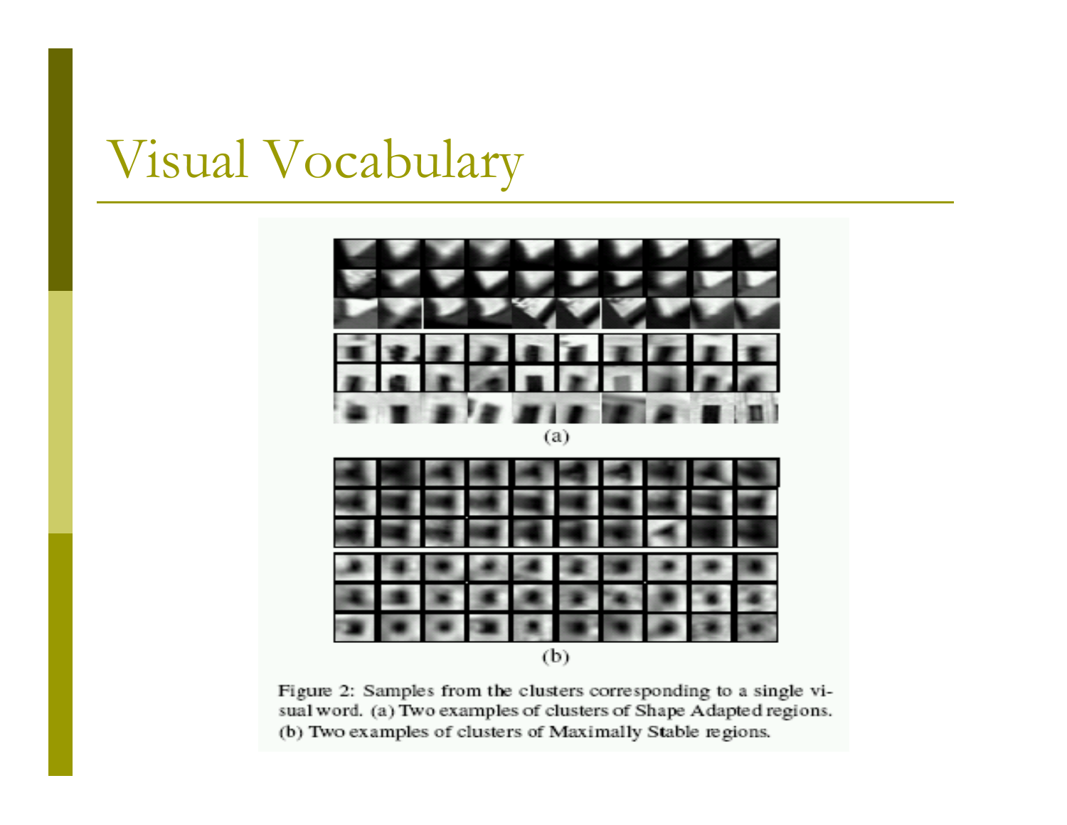# Visual Vocabulary

(a)

(b)

Figure 2: Samples from the clusters corresponding to a single visual word. (a) Two examples of clusters of Shape Adapted regions. (b) Two examples of clusters of Maximally Stable regions.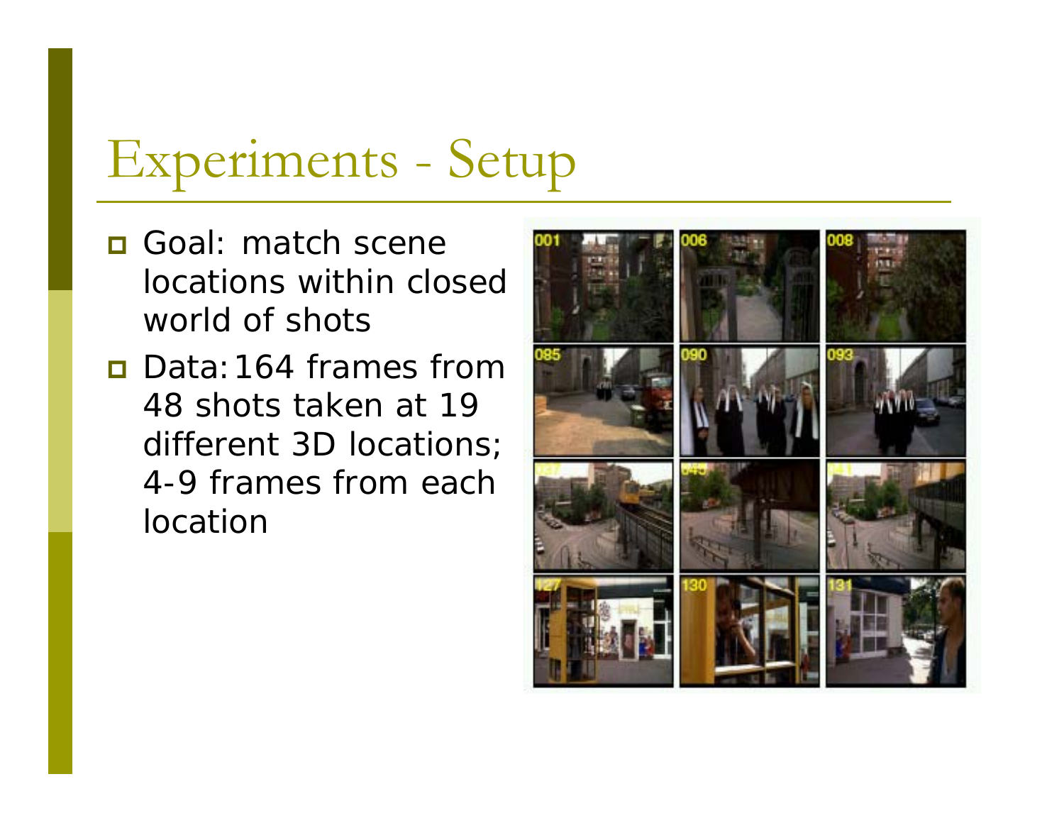# Experiments - Setup

- Goal: match scene locations within closed world of shots
- Data: 164 frames from 48 shots taken at 19 different 3D locations; 4-9 frames from each location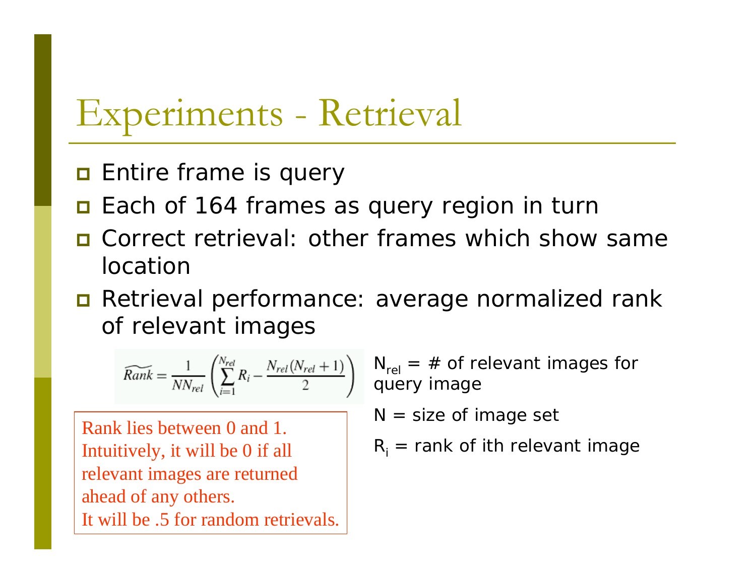# Experiments - Retrieval

- Entire frame is query
- Each of 164 frames as query region in turn
- Correct retrieval: other frames which show same location
- Retrieval performance: average normalized rank of relevant images

$$\widetilde{Rank} = \frac{1}{NN_{rel}} \left( \sum_{i=1}^{N_{rel}} R_i - \frac{N_{rel}(N_{rel}+1)}{2} \right)$$

$N_{rel}$ = # of relevant images for query image

$N$ = size of image set

$R_i$ = rank of ith relevant image

Rank lies between 0 and 1.
Intuitively, it will be 0 if all relevant images are returned ahead of any others.
It will be .5 for random retrievals.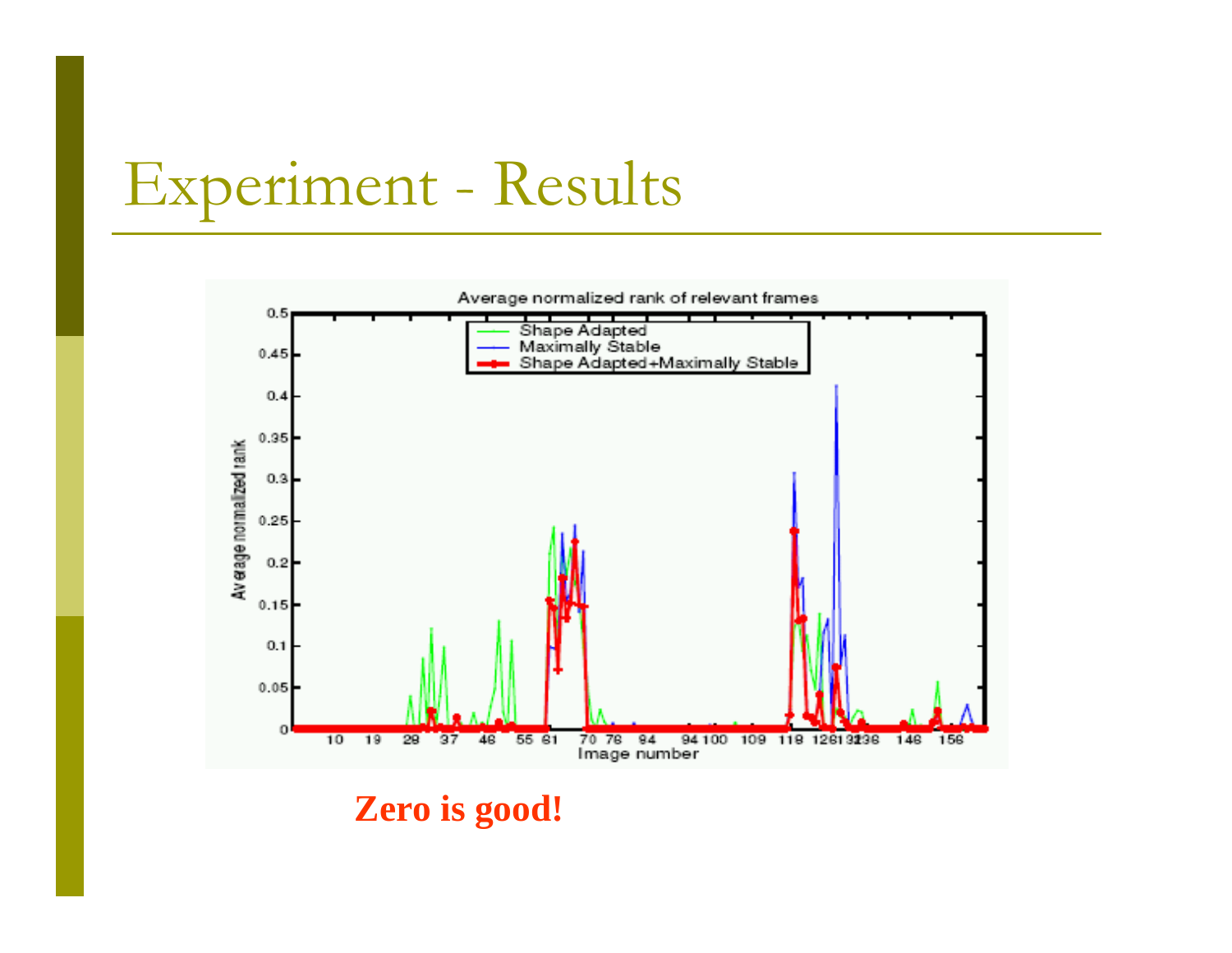# Experiment - Results

**Zero is good!**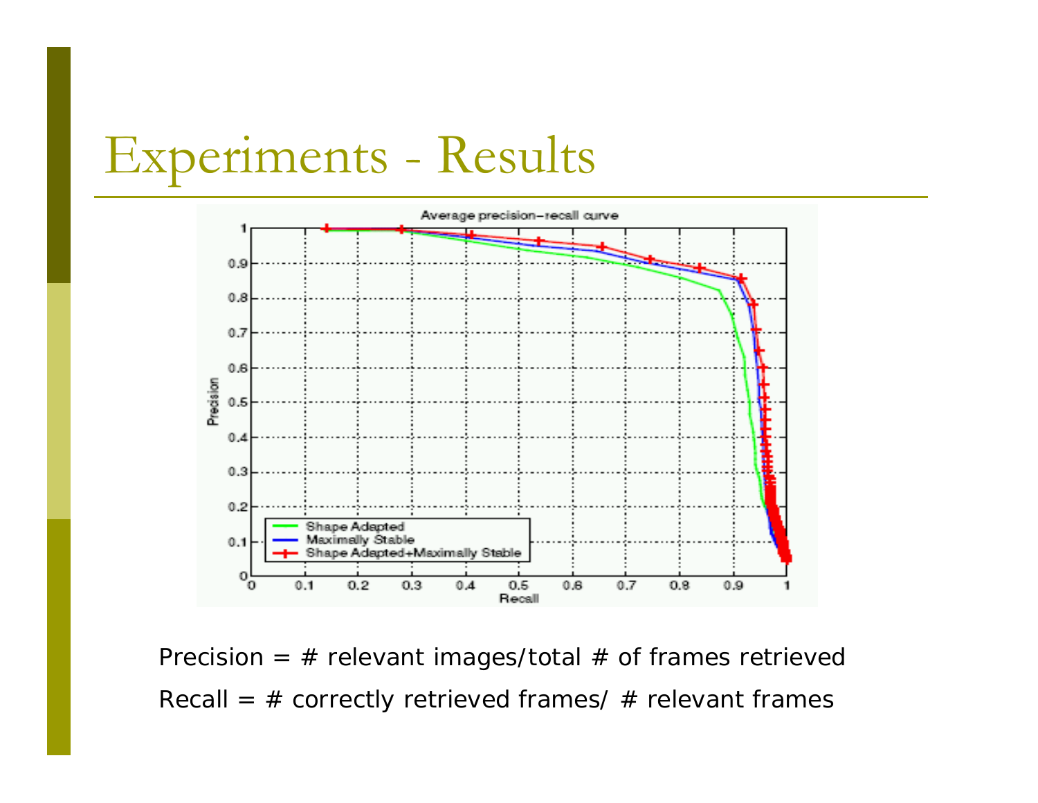# Experiments - Results

Precision = # relevant images/total # of frames retrieved

Recall = # correctly retrieved frames/ # relevant frames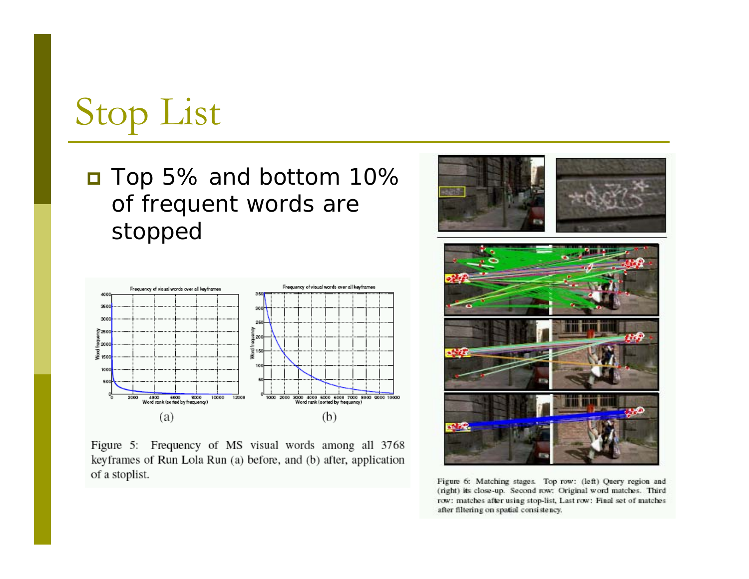# Stop List

- Top 5% and bottom 10% of frequent words are stopped

Figure 5: Frequency of MS visual words among all 3768 keyframes of Run Lola Run (a) before, and (b) after, application of a stoplist.

Figure 6: Matching stages. Top row: (left) Query region and (right) its close-up. Second row: Original word matches. Third row: matches after using stop-list, Last row: Final set of matches after filtering on spatial consistency.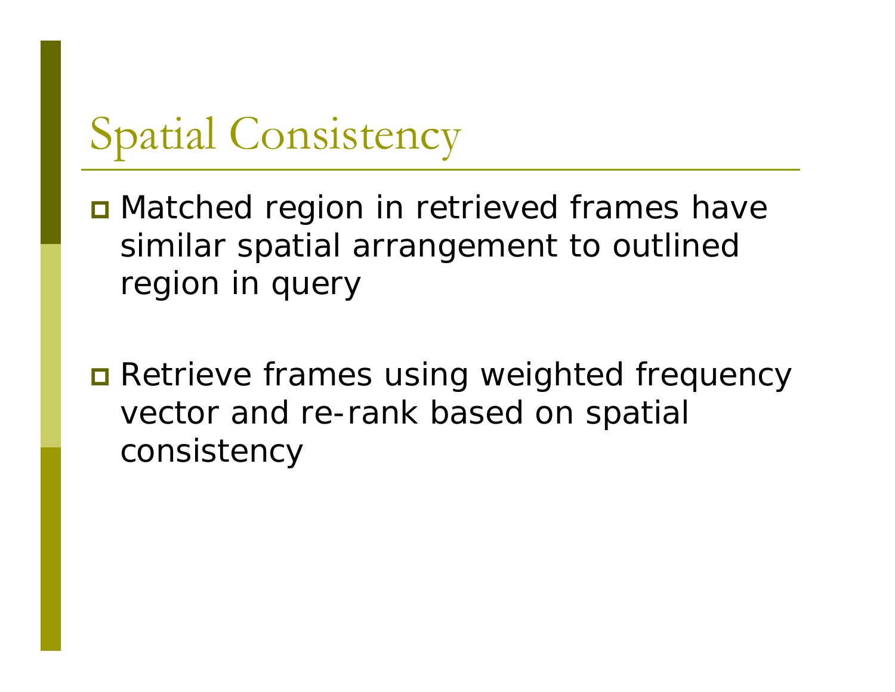# Spatial Consistency

- Matched region in retrieved frames have similar spatial arrangement to outlined region in query

- Retrieve frames using weighted frequency vector and re-rank based on spatial consistency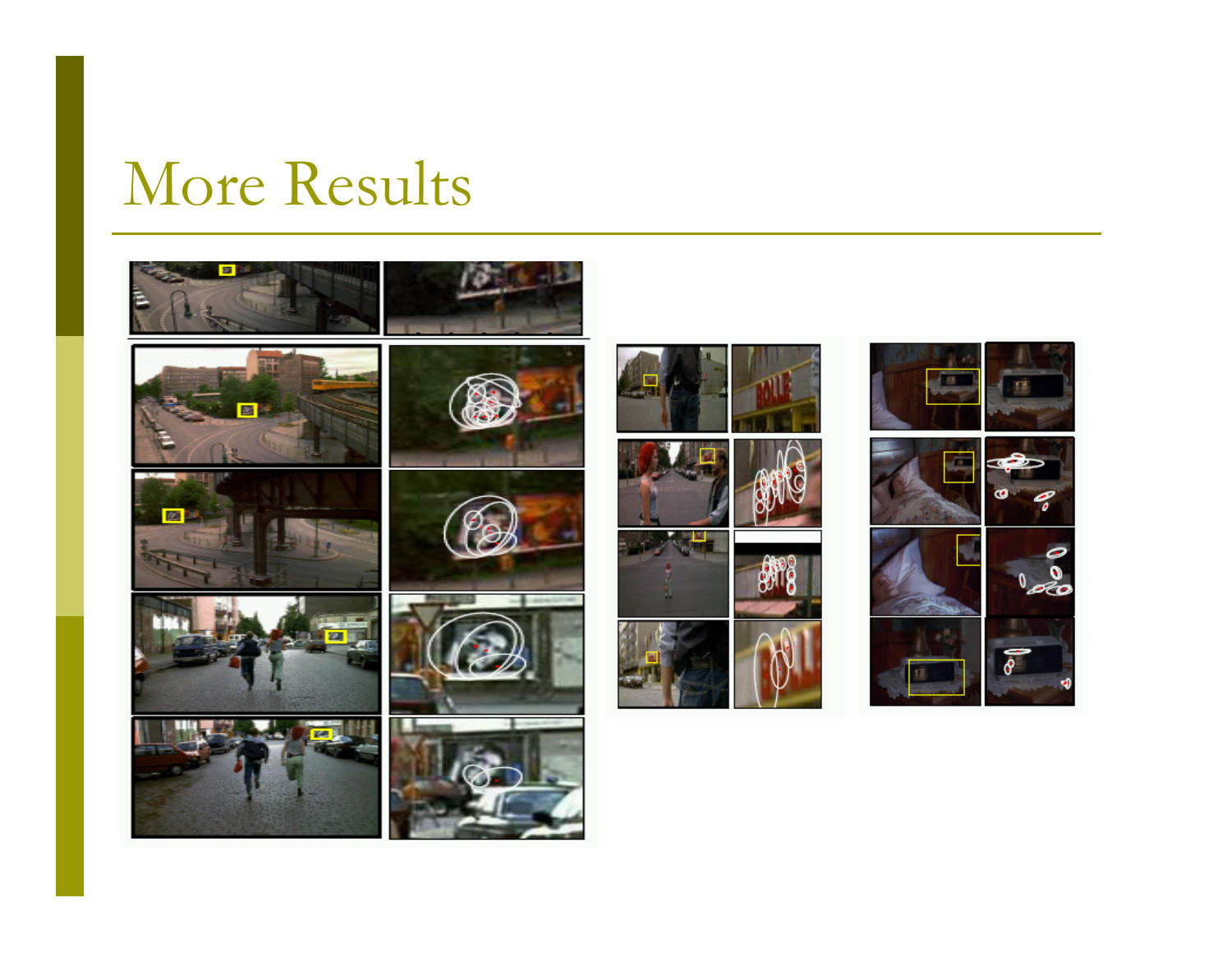# More Results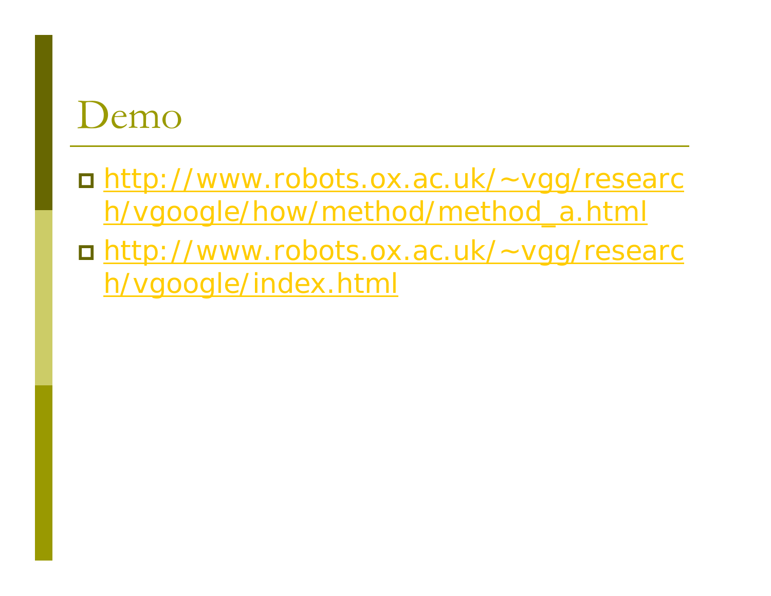# Demo

- http://www.robots.ox.ac.uk/~vgg/research/vgoogle/how/method/method_a.html
- http://www.robots.ox.ac.uk/~vgg/research/vgoogle/index.html